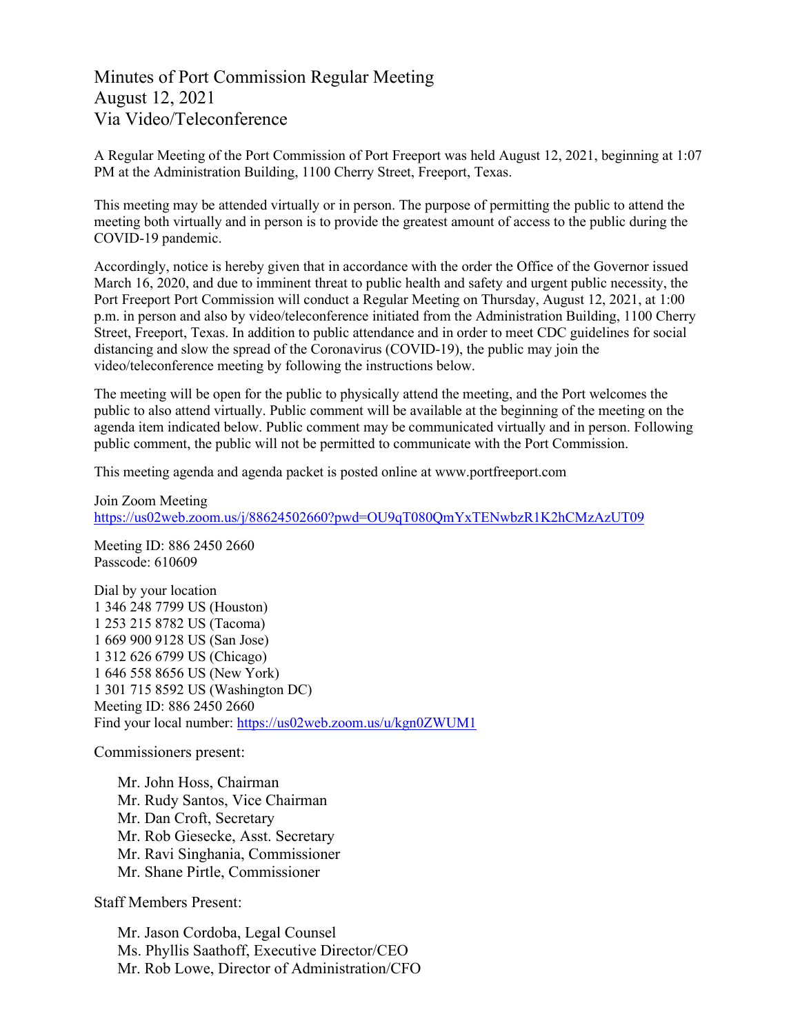# Minutes of Port Commission Regular Meeting
# August 12, 2021
# Via Video/Teleconference

A Regular Meeting of the Port Commission of Port Freeport was held August 12, 2021, beginning at 1:07 PM at the Administration Building, 1100 Cherry Street, Freeport, Texas.

This meeting may be attended virtually or in person. The purpose of permitting the public to attend the meeting both virtually and in person is to provide the greatest amount of access to the public during the COVID-19 pandemic.

Accordingly, notice is hereby given that in accordance with the order the Office of the Governor issued March 16, 2020, and due to imminent threat to public health and safety and urgent public necessity, the Port Freeport Port Commission will conduct a Regular Meeting on Thursday, August 12, 2021, at 1:00 p.m. in person and also by video/teleconference initiated from the Administration Building, 1100 Cherry Street, Freeport, Texas. In addition to public attendance and in order to meet CDC guidelines for social distancing and slow the spread of the Coronavirus (COVID-19), the public may join the video/teleconference meeting by following the instructions below.

The meeting will be open for the public to physically attend the meeting, and the Port welcomes the public to also attend virtually. Public comment will be available at the beginning of the meeting on the agenda item indicated below. Public comment may be communicated virtually and in person. Following public comment, the public will not be permitted to communicate with the Port Commission.

This meeting agenda and agenda packet is posted online at www.portfreeport.com

Join Zoom Meeting
https://us02web.zoom.us/j/88624502660?pwd=OU9qT080QmYxTENwbzR1K2hCMzAzUT09

Meeting ID: 886 2450 2660
Passcode: 610609

Dial by your location
1 346 248 7799 US (Houston)
1 253 215 8782 US (Tacoma)
1 669 900 9128 US (San Jose)
1 312 626 6799 US (Chicago)
1 646 558 8656 US (New York)
1 301 715 8592 US (Washington DC)
Meeting ID: 886 2450 2660
Find your local number: https://us02web.zoom.us/u/kgn0ZWUM1

Commissioners present:

- Mr. John Hoss, Chairman
- Mr. Rudy Santos, Vice Chairman
- Mr. Dan Croft, Secretary
- Mr. Rob Giesecke, Asst. Secretary
- Mr. Ravi Singhania, Commissioner
- Mr. Shane Pirtle, Commissioner

Staff Members Present:

- Mr. Jason Cordoba, Legal Counsel
- Ms. Phyllis Saathoff, Executive Director/CEO
- Mr. Rob Lowe, Director of Administration/CFO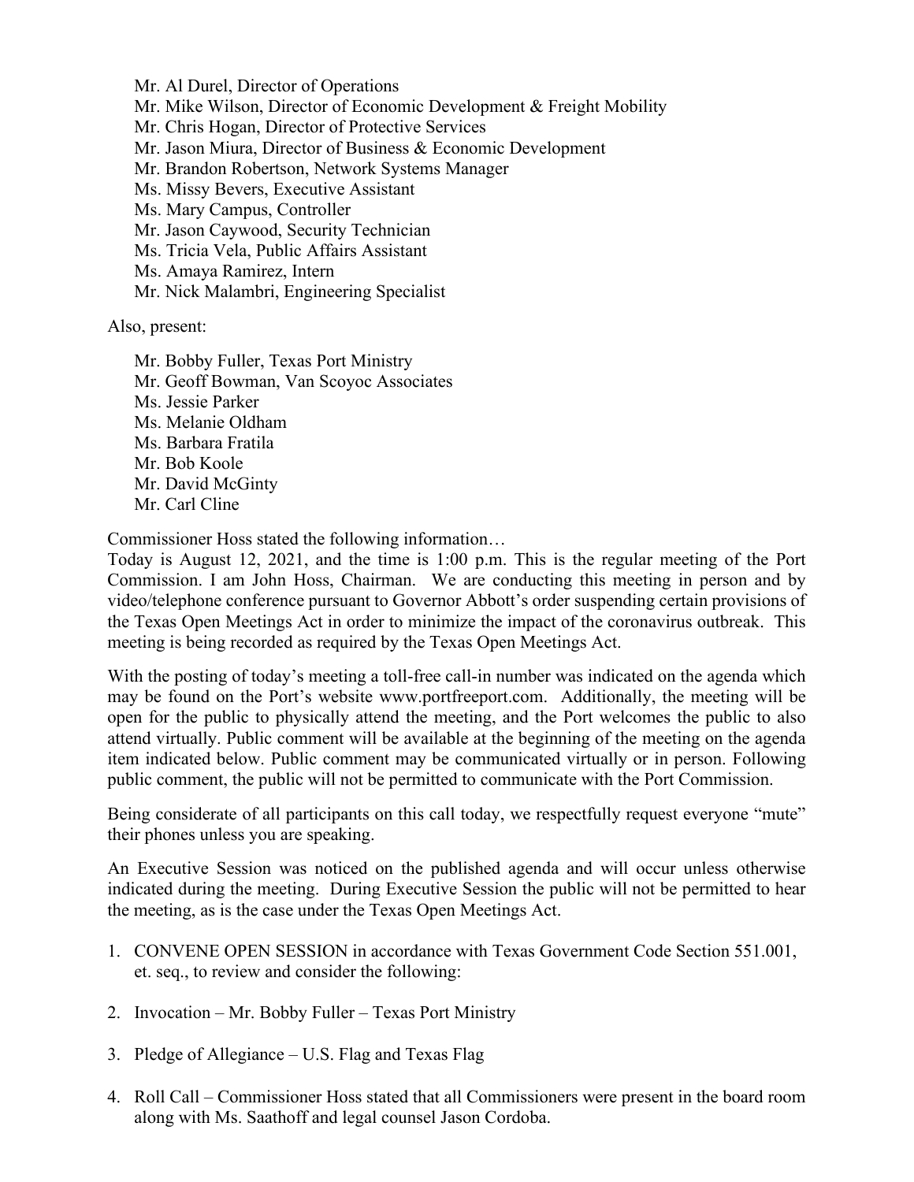Mr. Al Durel, Director of Operations
Mr. Mike Wilson, Director of Economic Development & Freight Mobility
Mr. Chris Hogan, Director of Protective Services
Mr. Jason Miura, Director of Business & Economic Development
Mr. Brandon Robertson, Network Systems Manager
Ms. Missy Bevers, Executive Assistant
Ms. Mary Campus, Controller
Mr. Jason Caywood, Security Technician
Ms. Tricia Vela, Public Affairs Assistant
Ms. Amaya Ramirez, Intern
Mr. Nick Malambri, Engineering Specialist

Also, present:

Mr. Bobby Fuller, Texas Port Ministry
Mr. Geoff Bowman, Van Scoyoc Associates
Ms. Jessie Parker
Ms. Melanie Oldham
Ms. Barbara Fratila
Mr. Bob Koole
Mr. David McGinty
Mr. Carl Cline

Commissioner Hoss stated the following information…
Today is August 12, 2021, and the time is 1:00 p.m. This is the regular meeting of the Port Commission. I am John Hoss, Chairman. We are conducting this meeting in person and by video/telephone conference pursuant to Governor Abbott's order suspending certain provisions of the Texas Open Meetings Act in order to minimize the impact of the coronavirus outbreak. This meeting is being recorded as required by the Texas Open Meetings Act.

With the posting of today's meeting a toll-free call-in number was indicated on the agenda which may be found on the Port's website www.portfreeport.com. Additionally, the meeting will be open for the public to physically attend the meeting, and the Port welcomes the public to also attend virtually. Public comment will be available at the beginning of the meeting on the agenda item indicated below. Public comment may be communicated virtually or in person. Following public comment, the public will not be permitted to communicate with the Port Commission.

Being considerate of all participants on this call today, we respectfully request everyone "mute" their phones unless you are speaking.

An Executive Session was noticed on the published agenda and will occur unless otherwise indicated during the meeting. During Executive Session the public will not be permitted to hear the meeting, as is the case under the Texas Open Meetings Act.

1. CONVENE OPEN SESSION in accordance with Texas Government Code Section 551.001, et. seq., to review and consider the following:

2. Invocation – Mr. Bobby Fuller – Texas Port Ministry

3. Pledge of Allegiance – U.S. Flag and Texas Flag

4. Roll Call – Commissioner Hoss stated that all Commissioners were present in the board room along with Ms. Saathoff and legal counsel Jason Cordoba.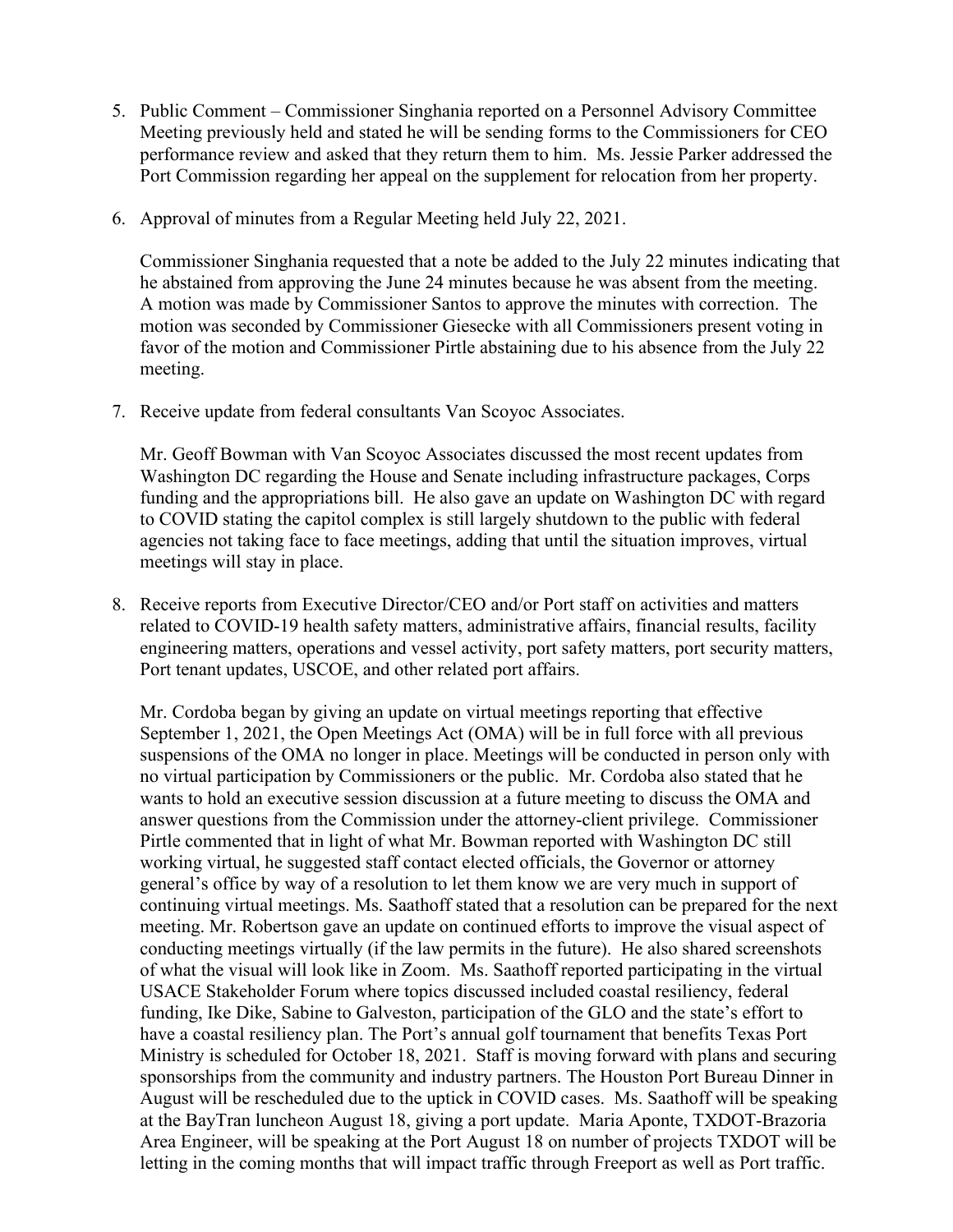5. Public Comment – Commissioner Singhania reported on a Personnel Advisory Committee Meeting previously held and stated he will be sending forms to the Commissioners for CEO performance review and asked that they return them to him. Ms. Jessie Parker addressed the Port Commission regarding her appeal on the supplement for relocation from her property.

6. Approval of minutes from a Regular Meeting held July 22, 2021.

   Commissioner Singhania requested that a note be added to the July 22 minutes indicating that he abstained from approving the June 24 minutes because he was absent from the meeting. A motion was made by Commissioner Santos to approve the minutes with correction. The motion was seconded by Commissioner Giesecke with all Commissioners present voting in favor of the motion and Commissioner Pirtle abstaining due to his absence from the July 22 meeting.

7. Receive update from federal consultants Van Scoyoc Associates.

   Mr. Geoff Bowman with Van Scoyoc Associates discussed the most recent updates from Washington DC regarding the House and Senate including infrastructure packages, Corps funding and the appropriations bill. He also gave an update on Washington DC with regard to COVID stating the capitol complex is still largely shutdown to the public with federal agencies not taking face to face meetings, adding that until the situation improves, virtual meetings will stay in place.

8. Receive reports from Executive Director/CEO and/or Port staff on activities and matters related to COVID-19 health safety matters, administrative affairs, financial results, facility engineering matters, operations and vessel activity, port safety matters, port security matters, Port tenant updates, USCOE, and other related port affairs.

   Mr. Cordoba began by giving an update on virtual meetings reporting that effective September 1, 2021, the Open Meetings Act (OMA) will be in full force with all previous suspensions of the OMA no longer in place. Meetings will be conducted in person only with no virtual participation by Commissioners or the public. Mr. Cordoba also stated that he wants to hold an executive session discussion at a future meeting to discuss the OMA and answer questions from the Commission under the attorney-client privilege. Commissioner Pirtle commented that in light of what Mr. Bowman reported with Washington DC still working virtual, he suggested staff contact elected officials, the Governor or attorney general's office by way of a resolution to let them know we are very much in support of continuing virtual meetings. Ms. Saathoff stated that a resolution can be prepared for the next meeting. Mr. Robertson gave an update on continued efforts to improve the visual aspect of conducting meetings virtually (if the law permits in the future). He also shared screenshots of what the visual will look like in Zoom. Ms. Saathoff reported participating in the virtual USACE Stakeholder Forum where topics discussed included coastal resiliency, federal funding, Ike Dike, Sabine to Galveston, participation of the GLO and the state's effort to have a coastal resiliency plan. The Port's annual golf tournament that benefits Texas Port Ministry is scheduled for October 18, 2021. Staff is moving forward with plans and securing sponsorships from the community and industry partners. The Houston Port Bureau Dinner in August will be rescheduled due to the uptick in COVID cases. Ms. Saathoff will be speaking at the BayTran luncheon August 18, giving a port update. Maria Aponte, TXDOT-Brazoria Area Engineer, will be speaking at the Port August 18 on number of projects TXDOT will be letting in the coming months that will impact traffic through Freeport as well as Port traffic.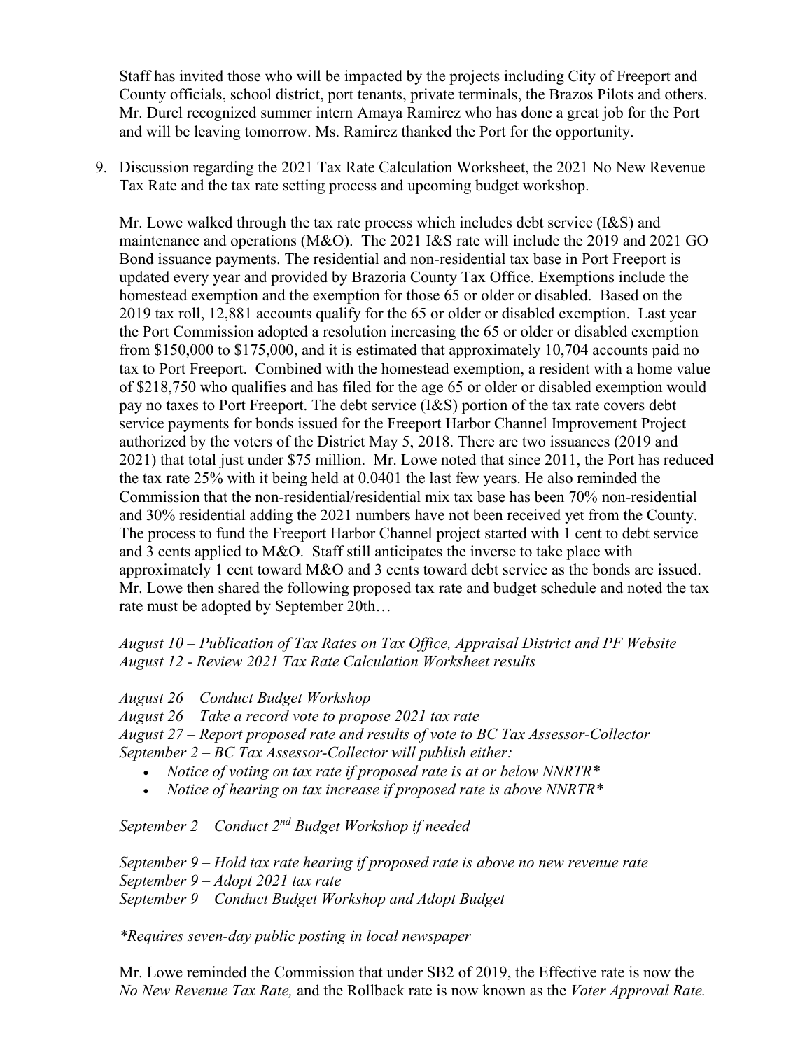Staff has invited those who will be impacted by the projects including City of Freeport and County officials, school district, port tenants, private terminals, the Brazos Pilots and others. Mr. Durel recognized summer intern Amaya Ramirez who has done a great job for the Port and will be leaving tomorrow. Ms. Ramirez thanked the Port for the opportunity.

9. Discussion regarding the 2021 Tax Rate Calculation Worksheet, the 2021 No New Revenue Tax Rate and the tax rate setting process and upcoming budget workshop.

   Mr. Lowe walked through the tax rate process which includes debt service (I&S) and maintenance and operations (M&O). The 2021 I&S rate will include the 2019 and 2021 GO Bond issuance payments. The residential and non-residential tax base in Port Freeport is updated every year and provided by Brazoria County Tax Office. Exemptions include the homestead exemption and the exemption for those 65 or older or disabled. Based on the 2019 tax roll, 12,881 accounts qualify for the 65 or older or disabled exemption. Last year the Port Commission adopted a resolution increasing the 65 or older or disabled exemption from $150,000 to $175,000, and it is estimated that approximately 10,704 accounts paid no tax to Port Freeport. Combined with the homestead exemption, a resident with a home value of $218,750 who qualifies and has filed for the age 65 or older or disabled exemption would pay no taxes to Port Freeport. The debt service (I&S) portion of the tax rate covers debt service payments for bonds issued for the Freeport Harbor Channel Improvement Project authorized by the voters of the District May 5, 2018. There are two issuances (2019 and 2021) that total just under $75 million. Mr. Lowe noted that since 2011, the Port has reduced the tax rate 25% with it being held at 0.0401 the last few years. He also reminded the Commission that the non-residential/residential mix tax base has been 70% non-residential and 30% residential adding the 2021 numbers have not been received yet from the County. The process to fund the Freeport Harbor Channel project started with 1 cent to debt service and 3 cents applied to M&O. Staff still anticipates the inverse to take place with approximately 1 cent toward M&O and 3 cents toward debt service as the bonds are issued. Mr. Lowe then shared the following proposed tax rate and budget schedule and noted the tax rate must be adopted by September 20th…

   *August 10 – Publication of Tax Rates on Tax Office, Appraisal District and PF Website*
   *August 12 - Review 2021 Tax Rate Calculation Worksheet results*

   *August 26 – Conduct Budget Workshop*
   *August 26 – Take a record vote to propose 2021 tax rate*
   *August 27 – Report proposed rate and results of vote to BC Tax Assessor-Collector*
   *September 2 – BC Tax Assessor-Collector will publish either:*

   - *Notice of voting on tax rate if proposed rate is at or below NNRTR\**
   - *Notice of hearing on tax increase if proposed rate is above NNRTR\**

   *September 2 – Conduct 2nd Budget Workshop if needed*

   *September 9 – Hold tax rate hearing if proposed rate is above no new revenue rate*
   *September 9 – Adopt 2021 tax rate*
   *September 9 – Conduct Budget Workshop and Adopt Budget*

   *\*Requires seven-day public posting in local newspaper*

   Mr. Lowe reminded the Commission that under SB2 of 2019, the Effective rate is now the *No New Revenue Tax Rate,* and the Rollback rate is now known as the *Voter Approval Rate.*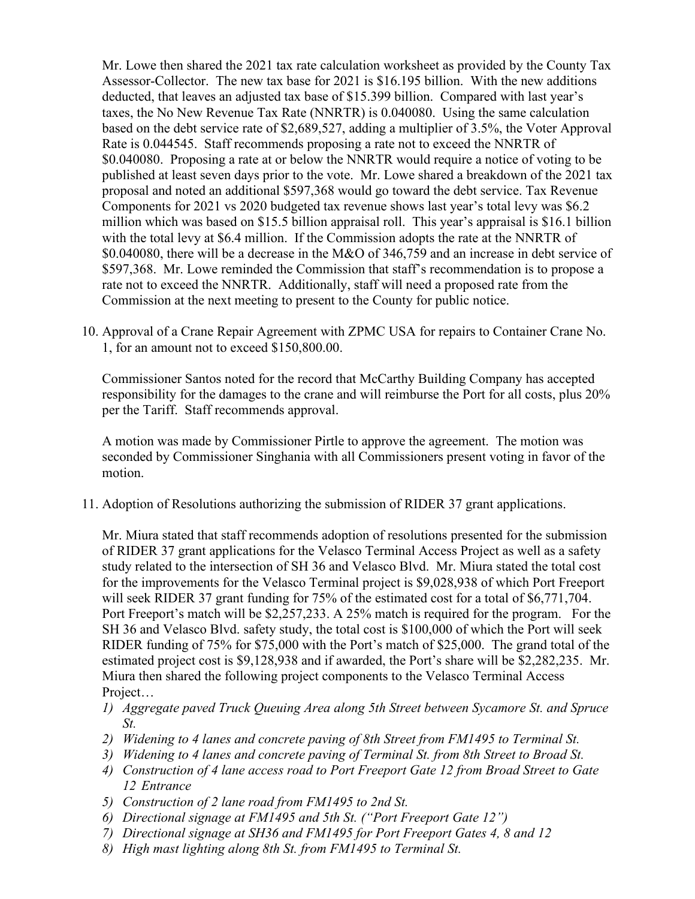Mr. Lowe then shared the 2021 tax rate calculation worksheet as provided by the County Tax Assessor-Collector. The new tax base for 2021 is $16.195 billion. With the new additions deducted, that leaves an adjusted tax base of $15.399 billion. Compared with last year's taxes, the No New Revenue Tax Rate (NNRTR) is 0.040080. Using the same calculation based on the debt service rate of $2,689,527, adding a multiplier of 3.5%, the Voter Approval Rate is 0.044545. Staff recommends proposing a rate not to exceed the NNRTR of $0.040080. Proposing a rate at or below the NNRTR would require a notice of voting to be published at least seven days prior to the vote. Mr. Lowe shared a breakdown of the 2021 tax proposal and noted an additional $597,368 would go toward the debt service. Tax Revenue Components for 2021 vs 2020 budgeted tax revenue shows last year's total levy was $6.2 million which was based on $15.5 billion appraisal roll. This year's appraisal is $16.1 billion with the total levy at $6.4 million. If the Commission adopts the rate at the NNRTR of $0.040080, there will be a decrease in the M&O of 346,759 and an increase in debt service of $597,368. Mr. Lowe reminded the Commission that staff's recommendation is to propose a rate not to exceed the NNRTR. Additionally, staff will need a proposed rate from the Commission at the next meeting to present to the County for public notice.

10. Approval of a Crane Repair Agreement with ZPMC USA for repairs to Container Crane No. 1, for an amount not to exceed $150,800.00.

    Commissioner Santos noted for the record that McCarthy Building Company has accepted responsibility for the damages to the crane and will reimburse the Port for all costs, plus 20% per the Tariff. Staff recommends approval.

    A motion was made by Commissioner Pirtle to approve the agreement. The motion was seconded by Commissioner Singhania with all Commissioners present voting in favor of the motion.

11. Adoption of Resolutions authorizing the submission of RIDER 37 grant applications.

    Mr. Miura stated that staff recommends adoption of resolutions presented for the submission of RIDER 37 grant applications for the Velasco Terminal Access Project as well as a safety study related to the intersection of SH 36 and Velasco Blvd. Mr. Miura stated the total cost for the improvements for the Velasco Terminal project is $9,028,938 of which Port Freeport will seek RIDER 37 grant funding for 75% of the estimated cost for a total of $6,771,704. Port Freeport's match will be $2,257,233. A 25% match is required for the program. For the SH 36 and Velasco Blvd. safety study, the total cost is $100,000 of which the Port will seek RIDER funding of 75% for $75,000 with the Port's match of $25,000. The grand total of the estimated project cost is $9,128,938 and if awarded, the Port's share will be $2,282,235. Mr. Miura then shared the following project components to the Velasco Terminal Access Project…

    1) *Aggregate paved Truck Queuing Area along 5th Street between Sycamore St. and Spruce St.*
    2) *Widening to 4 lanes and concrete paving of 8th Street from FM1495 to Terminal St.*
    3) *Widening to 4 lanes and concrete paving of Terminal St. from 8th Street to Broad St.*
    4) *Construction of 4 lane access road to Port Freeport Gate 12 from Broad Street to Gate 12 Entrance*
    5) *Construction of 2 lane road from FM1495 to 2nd St.*
    6) *Directional signage at FM1495 and 5th St. ("Port Freeport Gate 12")*
    7) *Directional signage at SH36 and FM1495 for Port Freeport Gates 4, 8 and 12*
    8) *High mast lighting along 8th St. from FM1495 to Terminal St.*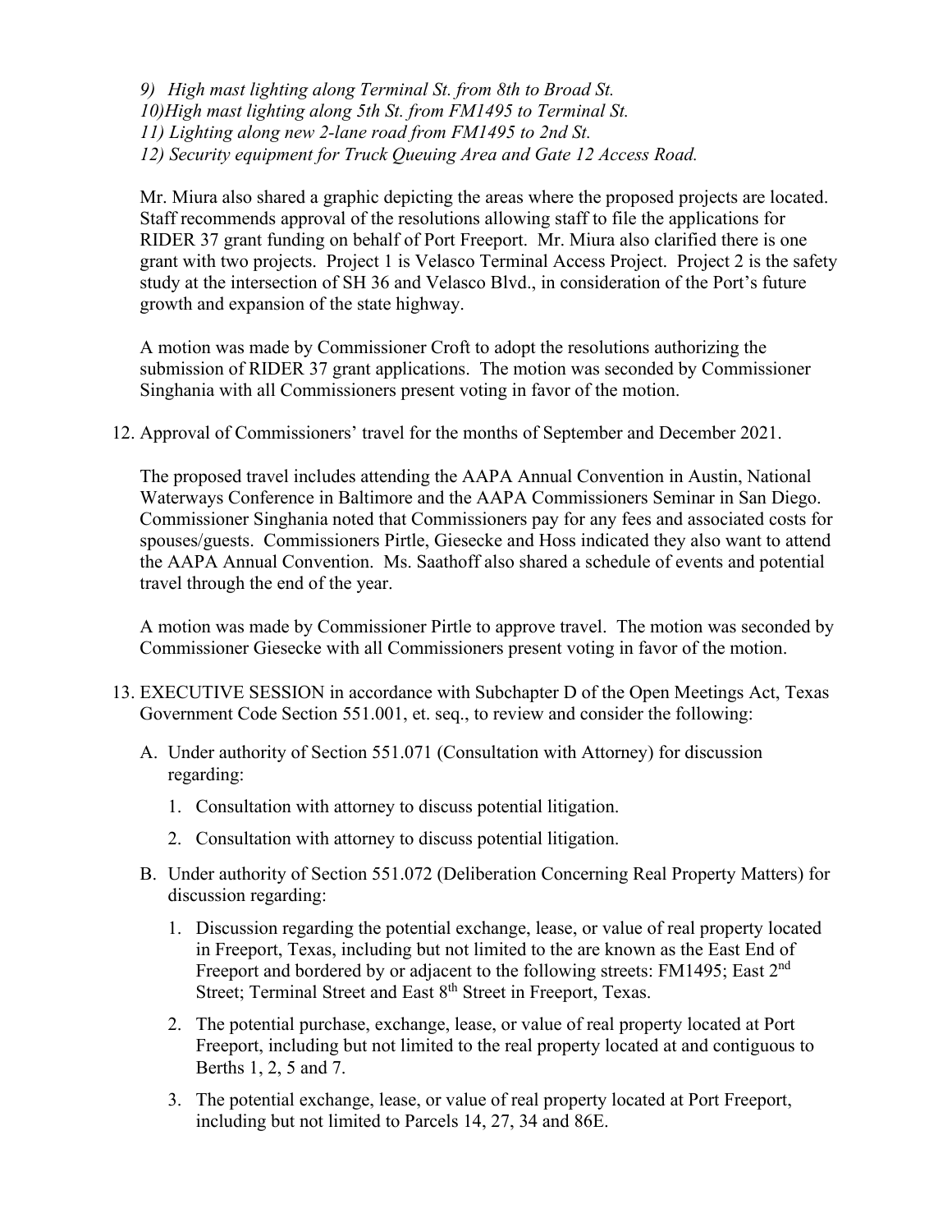*9) High mast lighting along Terminal St. from 8th to Broad St.*
*10)High mast lighting along 5th St. from FM1495 to Terminal St.*
*11) Lighting along new 2-lane road from FM1495 to 2nd St.*
*12) Security equipment for Truck Queuing Area and Gate 12 Access Road.*

Mr. Miura also shared a graphic depicting the areas where the proposed projects are located. Staff recommends approval of the resolutions allowing staff to file the applications for RIDER 37 grant funding on behalf of Port Freeport. Mr. Miura also clarified there is one grant with two projects. Project 1 is Velasco Terminal Access Project. Project 2 is the safety study at the intersection of SH 36 and Velasco Blvd., in consideration of the Port's future growth and expansion of the state highway.

A motion was made by Commissioner Croft to adopt the resolutions authorizing the submission of RIDER 37 grant applications. The motion was seconded by Commissioner Singhania with all Commissioners present voting in favor of the motion.

12. Approval of Commissioners' travel for the months of September and December 2021.

    The proposed travel includes attending the AAPA Annual Convention in Austin, National Waterways Conference in Baltimore and the AAPA Commissioners Seminar in San Diego. Commissioner Singhania noted that Commissioners pay for any fees and associated costs for spouses/guests. Commissioners Pirtle, Giesecke and Hoss indicated they also want to attend the AAPA Annual Convention. Ms. Saathoff also shared a schedule of events and potential travel through the end of the year.

    A motion was made by Commissioner Pirtle to approve travel. The motion was seconded by Commissioner Giesecke with all Commissioners present voting in favor of the motion.

13. EXECUTIVE SESSION in accordance with Subchapter D of the Open Meetings Act, Texas Government Code Section 551.001, et. seq., to review and consider the following:

    A. Under authority of Section 551.071 (Consultation with Attorney) for discussion regarding:

       1. Consultation with attorney to discuss potential litigation.

       2. Consultation with attorney to discuss potential litigation.

    B. Under authority of Section 551.072 (Deliberation Concerning Real Property Matters) for discussion regarding:

       1. Discussion regarding the potential exchange, lease, or value of real property located in Freeport, Texas, including but not limited to the are known as the East End of Freeport and bordered by or adjacent to the following streets: FM1495; East 2nd Street; Terminal Street and East 8th Street in Freeport, Texas.

       2. The potential purchase, exchange, lease, or value of real property located at Port Freeport, including but not limited to the real property located at and contiguous to Berths 1, 2, 5 and 7.

       3. The potential exchange, lease, or value of real property located at Port Freeport, including but not limited to Parcels 14, 27, 34 and 86E.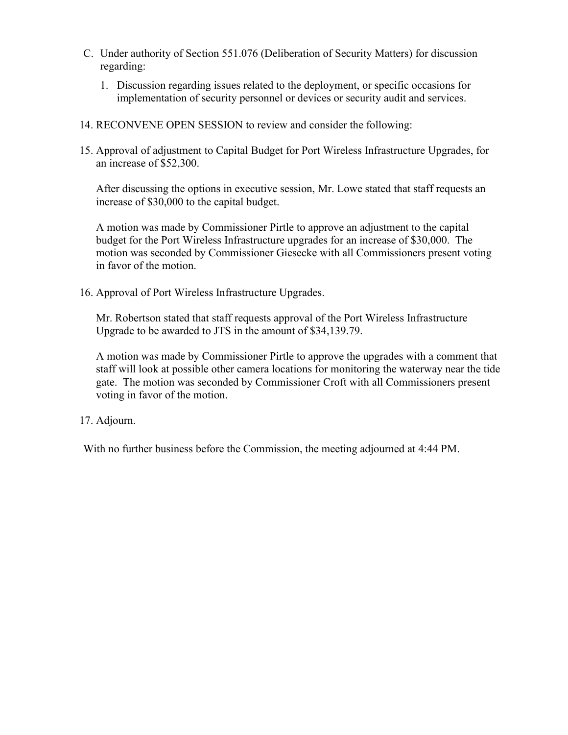C. Under authority of Section 551.076 (Deliberation of Security Matters) for discussion regarding:

    1. Discussion regarding issues related to the deployment, or specific occasions for implementation of security personnel or devices or security audit and services.

14. RECONVENE OPEN SESSION to review and consider the following:

15. Approval of adjustment to Capital Budget for Port Wireless Infrastructure Upgrades, for an increase of $52,300.

    After discussing the options in executive session, Mr. Lowe stated that staff requests an increase of $30,000 to the capital budget.

    A motion was made by Commissioner Pirtle to approve an adjustment to the capital budget for the Port Wireless Infrastructure upgrades for an increase of $30,000. The motion was seconded by Commissioner Giesecke with all Commissioners present voting in favor of the motion.

16. Approval of Port Wireless Infrastructure Upgrades.

    Mr. Robertson stated that staff requests approval of the Port Wireless Infrastructure Upgrade to be awarded to JTS in the amount of $34,139.79.

    A motion was made by Commissioner Pirtle to approve the upgrades with a comment that staff will look at possible other camera locations for monitoring the waterway near the tide gate. The motion was seconded by Commissioner Croft with all Commissioners present voting in favor of the motion.

17. Adjourn.

With no further business before the Commission, the meeting adjourned at 4:44 PM.